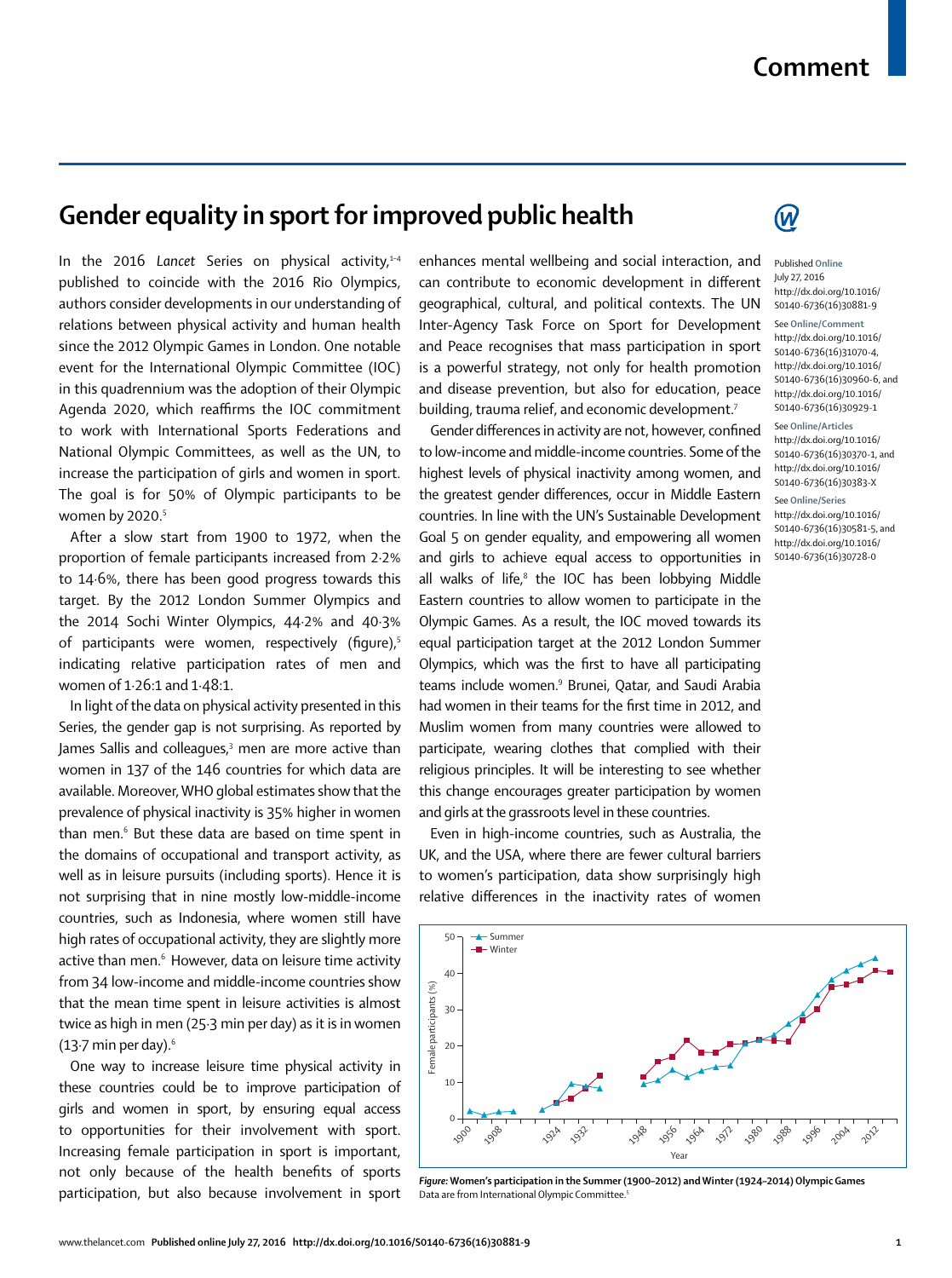# Gender equality in sport for improved public health

In the 2016 *Lancet* Series on physical activity,[1–4] published to coincide with the 2016 Rio Olympics, authors consider developments in our understanding of relations between physical activity and human health since the 2012 Olympic Games in London. One notable event for the International Olympic Committee (IOC) in this quadrennium was the adoption of their Olympic Agenda 2020, which reaffirms the IOC commitment to work with International Sports Federations and National Olympic Committees, as well as the UN, to increase the participation of girls and women in sport. The goal is for 50% of Olympic participants to be women by 2020.[5]

After a slow start from 1900 to 1972, when the proportion of female participants increased from 2·2% to 14·6%, there has been good progress towards this target. By the 2012 London Summer Olympics and the 2014 Sochi Winter Olympics, 44·2% and 40·3% of participants were women, respectively (figure),[5] indicating relative participation rates of men and women of 1·26:1 and 1·48:1.

In light of the data on physical activity presented in this Series, the gender gap is not surprising. As reported by James Sallis and colleagues,[3] men are more active than women in 137 of the 146 countries for which data are available. Moreover, WHO global estimates show that the prevalence of physical inactivity is 35% higher in women than men.[6] But these data are based on time spent in the domains of occupational and transport activity, as well as in leisure pursuits (including sports). Hence it is not surprising that in nine mostly low-middle-income countries, such as Indonesia, where women still have high rates of occupational activity, they are slightly more active than men.[6] However, data on leisure time activity from 34 low-income and middle-income countries show that the mean time spent in leisure activities is almost twice as high in men (25·3 min per day) as it is in women (13·7 min per day).[6]

One way to increase leisure time physical activity in these countries could be to improve participation of girls and women in sport, by ensuring equal access to opportunities for their involvement with sport. Increasing female participation in sport is important, not only because of the health benefits of sports participation, but also because involvement in sport enhances mental wellbeing and social interaction, and can contribute to economic development in different geographical, cultural, and political contexts. The UN Inter-Agency Task Force on Sport for Development and Peace recognises that mass participation in sport is a powerful strategy, not only for health promotion and disease prevention, but also for education, peace building, trauma relief, and economic development.[7]

Gender differences in activity are not, however, confined to low-income and middle-income countries. Some of the highest levels of physical inactivity among women, and the greatest gender differences, occur in Middle Eastern countries. In line with the UN's Sustainable Development Goal 5 on gender equality, and empowering all women and girls to achieve equal access to opportunities in all walks of life,[8] the IOC has been lobbying Middle Eastern countries to allow women to participate in the Olympic Games. As a result, the IOC moved towards its equal participation target at the 2012 London Summer Olympics, which was the first to have all participating teams include women.[9] Brunei, Qatar, and Saudi Arabia had women in their teams for the first time in 2012, and Muslim women from many countries were allowed to participate, wearing clothes that complied with their religious principles. It will be interesting to see whether this change encourages greater participation by women and girls at the grassroots level in these countries.

Even in high-income countries, such as Australia, the UK, and the USA, where there are fewer cultural barriers to women's participation, data show surprisingly high relative differences in the inactivity rates of women

Published **Online** July 27, 2016 http://dx.doi.org/10.1016/S0140-6736(16)30881-9

See **Online/Comment** http://dx.doi.org/10.1016/S0140-6736(16)31070-4, http://dx.doi.org/10.1016/S0140-6736(16)30960-6, and http://dx.doi.org/10.1016/S0140-6736(16)30929-1

See **Online/Articles** http://dx.doi.org/10.1016/S0140-6736(16)30370-1, and http://dx.doi.org/10.1016/S0140-6736(16)30383-X

See **Online/Series** http://dx.doi.org/10.1016/S0140-6736(16)30581-5, and http://dx.doi.org/10.1016/S0140-6736(16)30728-0

***Figure:* Women's participation in the Summer (1900–2012) and Winter (1924–2014) Olympic Games**
Data are from International Olympic Committee.[5]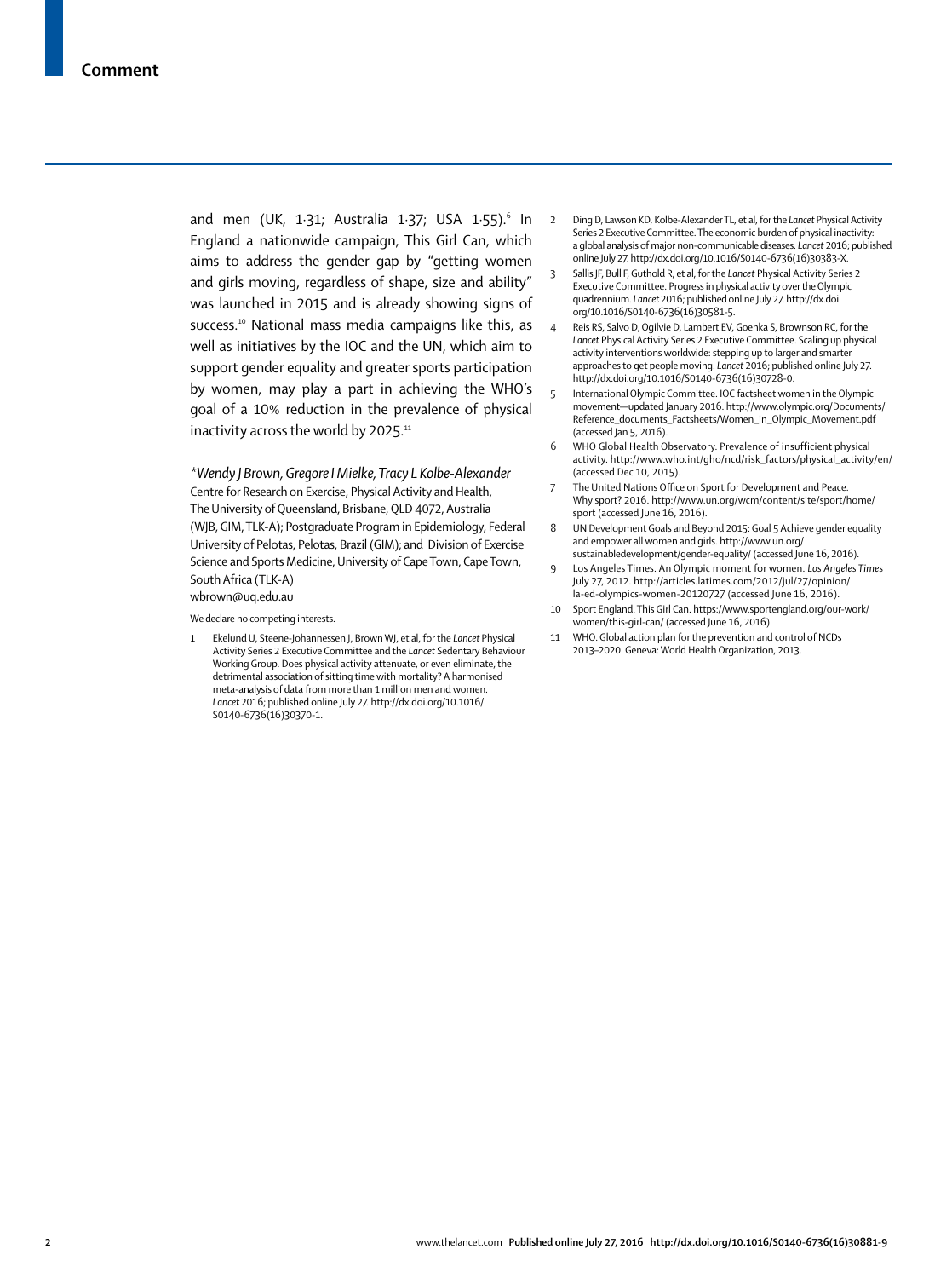and men (UK, 1·31; Australia 1·37; USA 1·55).[6] In England a nationwide campaign, This Girl Can, which aims to address the gender gap by "getting women and girls moving, regardless of shape, size and ability" was launched in 2015 and is already showing signs of success.[10] National mass media campaigns like this, as well as initiatives by the IOC and the UN, which aim to support gender equality and greater sports participation by women, may play a part in achieving the WHO's goal of a 10% reduction in the prevalence of physical inactivity across the world by 2025.[11]

*\*Wendy J Brown, Gregore I Mielke, Tracy L Kolbe-Alexander*
Centre for Research on Exercise, Physical Activity and Health, The University of Queensland, Brisbane, QLD 4072, Australia (WJB, GIM, TLK-A); Postgraduate Program in Epidemiology, Federal University of Pelotas, Pelotas, Brazil (GIM); and Division of Exercise Science and Sports Medicine, University of Cape Town, Cape Town, South Africa (TLK-A)
wbrown@uq.edu.au

We declare no competing interests.

1. Ekelund U, Steene-Johannessen J, Brown WJ, et al, for the *Lancet* Physical Activity Series 2 Executive Committee and the *Lancet* Sedentary Behaviour Working Group. Does physical activity attenuate, or even eliminate, the detrimental association of sitting time with mortality? A harmonised meta-analysis of data from more than 1 million men and women. *Lancet* 2016; published online July 27. http://dx.doi.org/10.1016/S0140-6736(16)30370-1.
2. Ding D, Lawson KD, Kolbe-Alexander TL, et al, for the *Lancet* Physical Activity Series 2 Executive Committee. The economic burden of physical inactivity: a global analysis of major non-communicable diseases. *Lancet* 2016; published online July 27. http://dx.doi.org/10.1016/S0140-6736(16)30383-X.
3. Sallis JF, Bull F, Guthold R, et al, for the *Lancet* Physical Activity Series 2 Executive Committee. Progress in physical activity over the Olympic quadrennium. *Lancet* 2016; published online July 27. http://dx.doi.org/10.1016/S0140-6736(16)30581-5.
4. Reis RS, Salvo D, Ogilvie D, Lambert EV, Goenka S, Brownson RC, for the *Lancet* Physical Activity Series 2 Executive Committee. Scaling up physical activity interventions worldwide: stepping up to larger and smarter approaches to get people moving. *Lancet* 2016; published online July 27. http://dx.doi.org/10.1016/S0140-6736(16)30728-0.
5. International Olympic Committee. IOC factsheet women in the Olympic movement—updated January 2016. http://www.olympic.org/Documents/Reference_documents_Factsheets/Women_in_Olympic_Movement.pdf (accessed Jan 5, 2016).
6. WHO Global Health Observatory. Prevalence of insufficient physical activity. http://www.who.int/gho/ncd/risk_factors/physical_activity/en/ (accessed Dec 10, 2015).
7. The United Nations Office on Sport for Development and Peace. Why sport? 2016. http://www.un.org/wcm/content/site/sport/home/sport (accessed June 16, 2016).
8. UN Development Goals and Beyond 2015: Goal 5 Achieve gender equality and empower all women and girls. http://www.un.org/sustainabledevelopment/gender-equality/ (accessed June 16, 2016).
9. Los Angeles Times. An Olympic moment for women. *Los Angeles Times* July 27, 2012. http://articles.latimes.com/2012/jul/27/opinion/la-ed-olympics-women-20120727 (accessed June 16, 2016).
10. Sport England. This Girl Can. https://www.sportengland.org/our-work/women/this-girl-can/ (accessed June 16, 2016).
11. WHO. Global action plan for the prevention and control of NCDs 2013–2020. Geneva: World Health Organization, 2013.